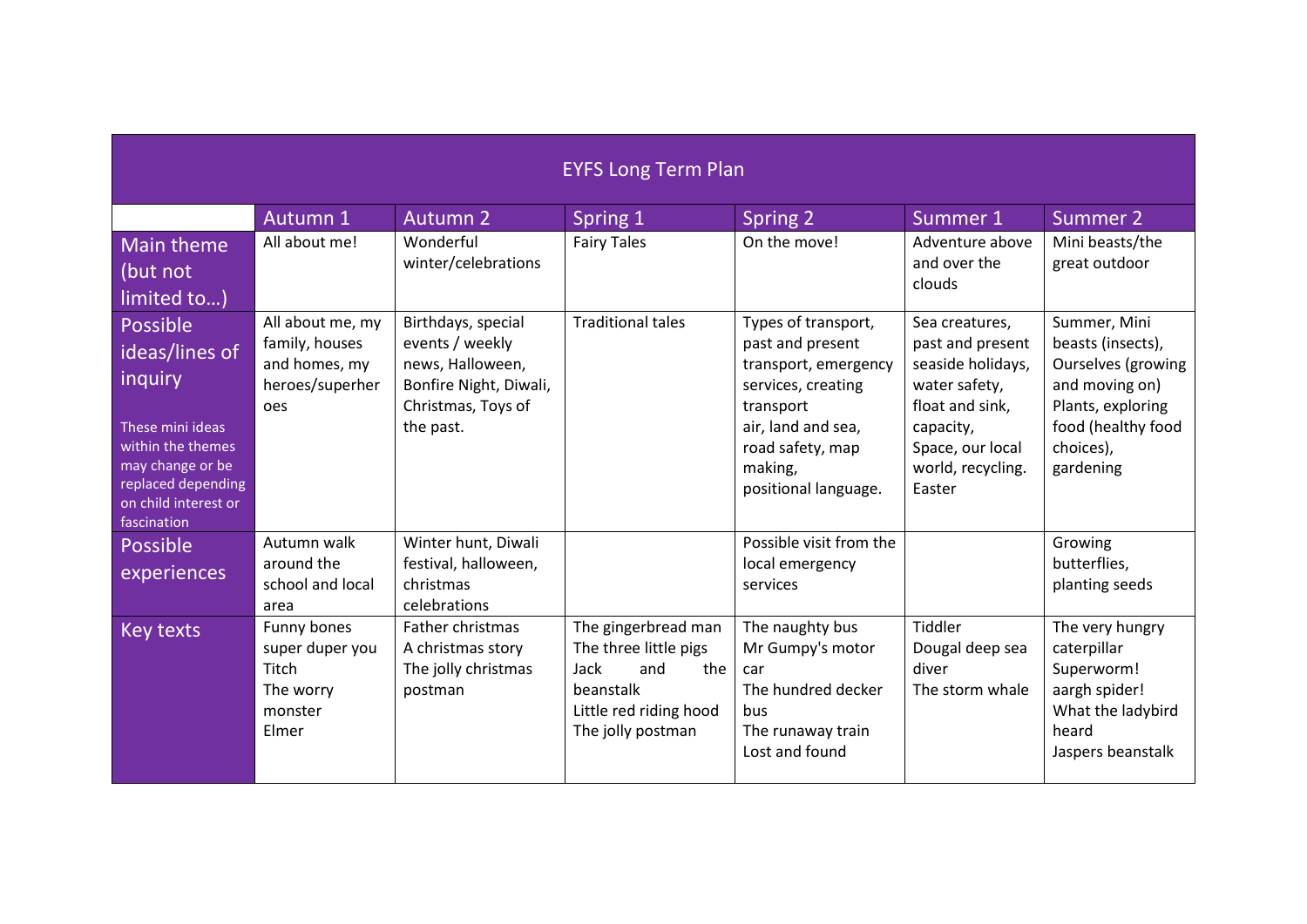# EYFS Long Term Plan

| | Autumn 1 | Autumn 2 | Spring 1 | Spring 2 | Summer 1 | Summer 2 |
|---|---|---|---|---|---|---|
| Main theme (but not limited to…) | All about me! | Wonderful winter/celebrations | Fairy Tales | On the move! | Adventure above and over the clouds | Mini beasts/the great outdoor |
| Possible ideas/lines of inquiry<br><br>These mini ideas within the themes may change or be replaced depending on child interest or fascination | All about me, my family, houses and homes, my heroes/superheroes | Birthdays, special events / weekly news, Halloween, Bonfire Night, Diwali, Christmas, Toys of the past. | Traditional tales | Types of transport, past and present transport, emergency services, creating transport<br>air, land and sea, road safety, map making,<br>positional language. | Sea creatures, past and present seaside holidays, water safety, float and sink, capacity,<br>Space, our local world, recycling.<br>Easter | Summer, Mini beasts (insects), Ourselves (growing and moving on)<br>Plants, exploring food (healthy food choices), gardening |
| Possible experiences | Autumn walk around the school and local area | Winter hunt, Diwali festival, halloween, christmas celebrations | | Possible visit from the local emergency services | | Growing butterflies, planting seeds |
| Key texts | Funny bones<br>super duper you<br>Titch<br>The worry monster<br>Elmer | Father christmas<br>A christmas story<br>The jolly christmas postman | The gingerbread man<br>The three little pigs<br>Jack and the beanstalk<br>Little red riding hood<br>The jolly postman | The naughty bus<br>Mr Gumpy's motor car<br>The hundred decker bus<br>The runaway train<br>Lost and found | Tiddler<br>Dougal deep sea diver<br>The storm whale | The very hungry caterpillar<br>Superworm!<br>aargh spider!<br>What the ladybird heard<br>Jaspers beanstalk |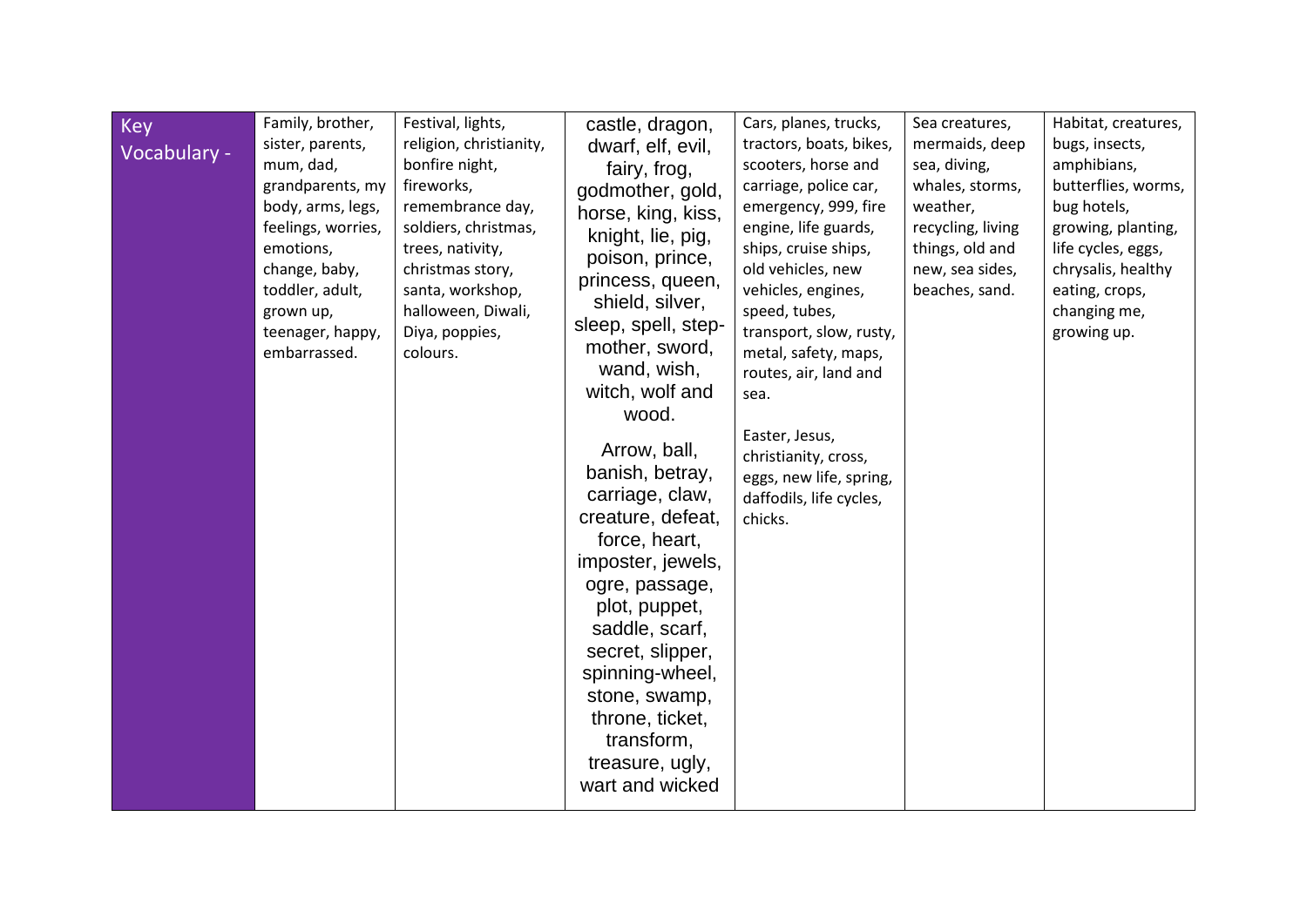| Key Vocabulary - | Family, brother, sister, parents, mum, dad, grandparents, my body, arms, legs, feelings, worries, emotions, change, baby, toddler, adult, grown up, teenager, happy, embarrassed. | Festival, lights, religion, christianity, bonfire night, fireworks, remembrance day, soldiers, christmas, trees, nativity, christmas story, santa, workshop, halloween, Diwali, Diya, poppies, colours. | castle, dragon, dwarf, elf, evil, fairy, frog, godmother, gold, horse, king, kiss, knight, lie, pig, poison, prince, princess, queen, shield, silver, sleep, spell, step-mother, sword, wand, wish, witch, wolf and wood.<br><br>Arrow, ball, banish, betray, carriage, claw, creature, defeat, force, heart, imposter, jewels, ogre, passage, plot, puppet, saddle, scarf, secret, slipper, spinning-wheel, stone, swamp, throne, ticket, transform, treasure, ugly, wart and wicked | Cars, planes, trucks, tractors, boats, bikes, scooters, horse and carriage, police car, emergency, 999, fire engine, life guards, ships, cruise ships, old vehicles, new vehicles, engines, speed, tubes, transport, slow, rusty, metal, safety, maps, routes, air, land and sea.<br><br>Easter, Jesus, christianity, cross, eggs, new life, spring, daffodils, life cycles, chicks. | Sea creatures, mermaids, deep sea, diving, whales, storms, weather, recycling, living things, old and new, sea sides, beaches, sand. | Habitat, creatures, bugs, insects, amphibians, butterflies, worms, bug hotels, growing, planting, life cycles, eggs, chrysalis, healthy eating, crops, changing me, growing up. |
|---|---|---|---|---|---|---|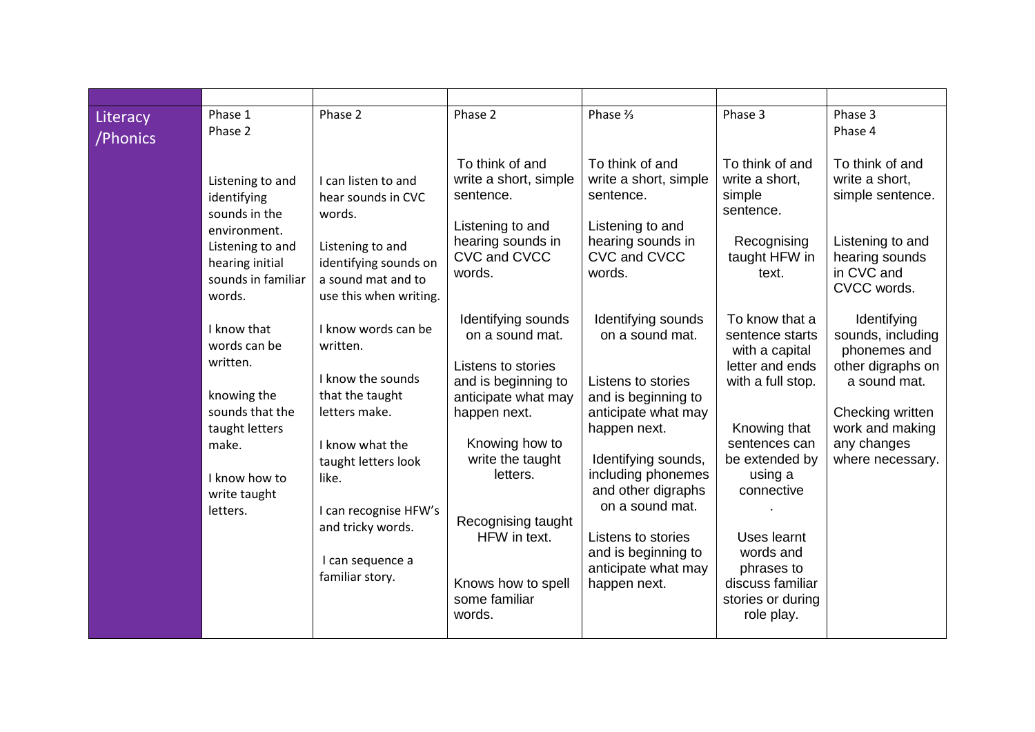| | | | | | | |
|---|---|---|---|---|---|---|
| Literacy /Phonics | Phase 1<br>Phase 2<br><br>Listening to and identifying sounds in the environment.<br>Listening to and hearing initial sounds in familiar words.<br><br>I know that words can be written.<br><br>knowing the sounds that the taught letters make.<br><br>I know how to write taught letters. | Phase 2<br><br>I can listen to and hear sounds in CVC words.<br><br>Listening to and identifying sounds on a sound mat and to use this when writing.<br><br>I know words can be written.<br><br>I know the sounds that the taught letters make.<br><br>I know what the taught letters look like.<br><br>I can recognise HFW's and tricky words.<br><br>I can sequence a familiar story. | Phase 2<br><br>To think of and write a short, simple sentence.<br><br>Listening to and hearing sounds in CVC and CVCC words.<br><br>Identifying sounds on a sound mat.<br><br>Listens to stories and is beginning to anticipate what may happen next.<br><br>Knowing how to write the taught letters.<br><br>Recognising taught HFW in text.<br><br>Knows how to spell some familiar words. | Phase ⅔<br><br>To think of and write a short, simple sentence.<br><br>Listening to and hearing sounds in CVC and CVCC words.<br><br>Identifying sounds on a sound mat.<br><br>Listens to stories and is beginning to anticipate what may happen next.<br><br>Identifying sounds, including phonemes and other digraphs on a sound mat.<br><br>Listens to stories and is beginning to anticipate what may happen next. | Phase 3<br><br>To think of and write a short, simple sentence.<br><br>Recognising taught HFW in text.<br><br>To know that a sentence starts with a capital letter and ends with a full stop.<br><br>Knowing that sentences can be extended by using a connective<br>.<br><br>Uses learnt words and phrases to discuss familiar stories or during role play. | Phase 3<br>Phase 4<br><br>To think of and write a short, simple sentence.<br><br>Listening to and hearing sounds in CVC and CVCC words.<br><br>Identifying sounds, including phonemes and other digraphs on a sound mat.<br><br>Checking written work and making any changes where necessary. |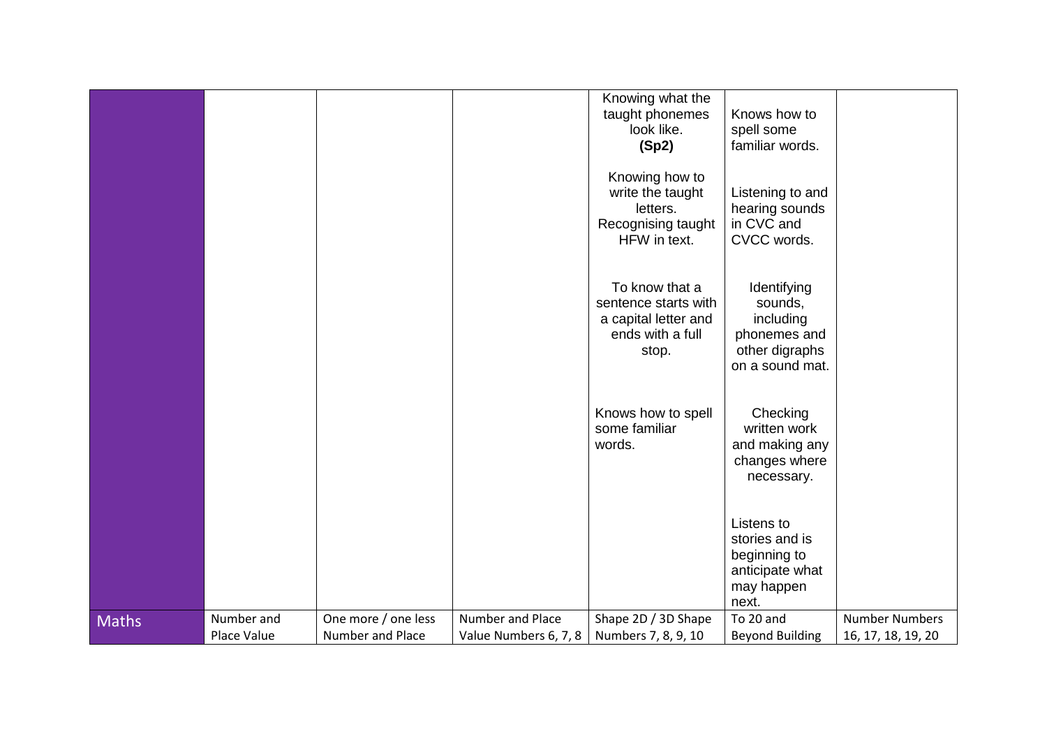| | | | | | | |
|---|---|---|---|---|---|---|
| | | | | Knowing what the taught phonemes look like. **(Sp2)**<br><br>Knowing how to write the taught letters. Recognising taught HFW in text.<br><br>To know that a sentence starts with a capital letter and ends with a full stop.<br><br>Knows how to spell some familiar words. | Knows how to spell some familiar words.<br><br>Listening to and hearing sounds in CVC and CVCC words.<br><br>Identifying sounds, including phonemes and other digraphs on a sound mat.<br><br>Checking written work and making any changes where necessary.<br><br>Listens to stories and is beginning to anticipate what may happen next. | |
| Maths | Number and Place Value | One more / one less Number and Place | Number and Place Value Numbers 6, 7, 8 | Shape 2D / 3D Shape Numbers 7, 8, 9, 10 | To 20 and Beyond Building | Number Numbers 16, 17, 18, 19, 20 |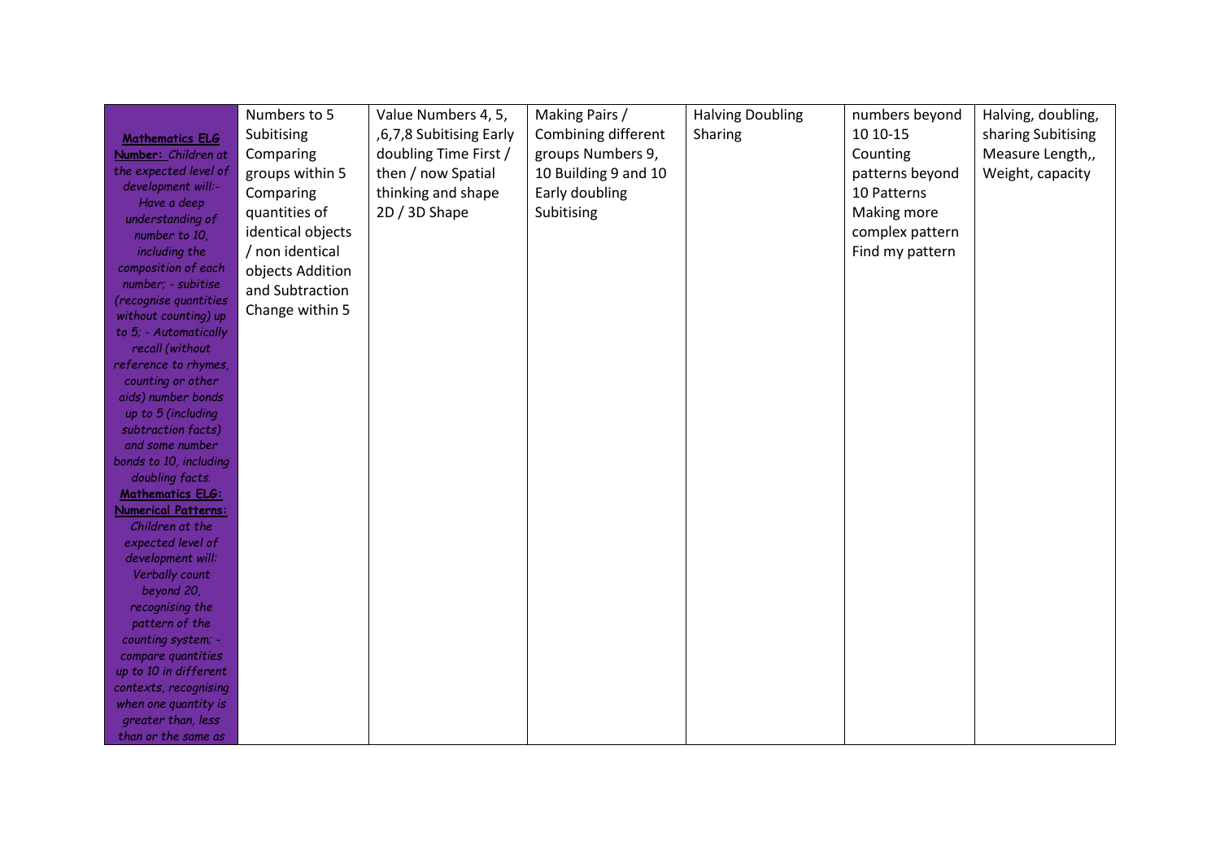| **Mathematics ELG Number:** *Children at the expected level of development will:- Have a deep understanding of number to 10, including the composition of each number; - subitise (recognise quantities without counting) up to 5; - Automatically recall (without reference to rhymes, counting or other aids) number bonds up to 5 (including subtraction facts) and some number bonds to 10, including doubling facts.* **Mathematics ELG: Numerical Patterns:** *Children at the expected level of development will: Verbally count beyond 20, recognising the pattern of the counting system; - compare quantities up to 10 in different contexts, recognising when one quantity is greater than, less than or the same as* | Numbers to 5 Subitising Comparing groups within 5 Comparing quantities of identical objects / non identical objects Addition and Subtraction Change within 5 | Value Numbers 4, 5, ,6,7,8 Subitising Early doubling Time First / then / now Spatial thinking and shape 2D / 3D Shape | Making Pairs / Combining different groups Numbers 9, 10 Building 9 and 10 Early doubling Subitising | Halving Doubling Sharing | numbers beyond 10 10-15 Counting patterns beyond 10 Patterns Making more complex pattern Find my pattern | Halving, doubling, sharing Subitising Measure Length,, Weight, capacity |
|---|---|---|---|---|---|---|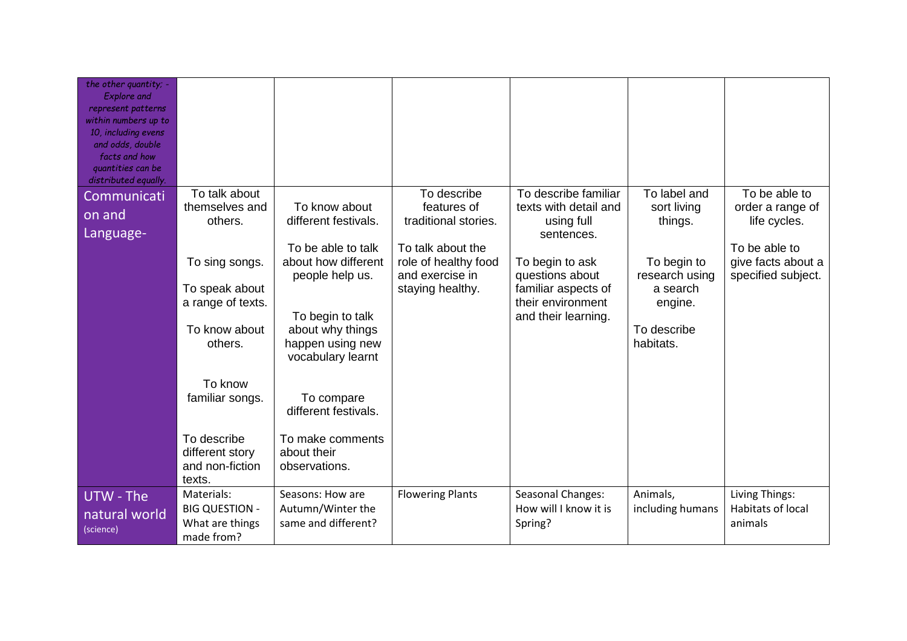| | | | | | | |
|---|---|---|---|---|---|---|
| *the other quantity; - Explore and represent patterns within numbers up to 10, including evens and odds, double facts and how quantities can be distributed equally.* | | | | | | |
| Communication and Language- | To talk about themselves and others.<br><br>To sing songs.<br><br>To speak about a range of texts.<br><br>To know about others.<br><br>To know familiar songs.<br><br>To describe different story and non-fiction texts. | To know about different festivals.<br><br>To be able to talk about how different people help us.<br><br>To begin to talk about why things happen using new vocabulary learnt<br><br>To compare different festivals.<br><br>To make comments about their observations. | To describe features of traditional stories.<br><br>To talk about the role of healthy food and exercise in staying healthy. | To describe familiar texts with detail and using full sentences.<br><br>To begin to ask questions about familiar aspects of their environment and their learning. | To label and sort living things.<br><br>To begin to research using a search engine.<br><br>To describe habitats. | To be able to order a range of life cycles.<br><br>To be able to give facts about a specified subject. |
| UTW - The natural world (science) | Materials: BIG QUESTION - What are things made from? | Seasons: How are Autumn/Winter the same and different? | Flowering Plants | Seasonal Changes: How will I know it is Spring? | Animals, including humans | Living Things: Habitats of local animals |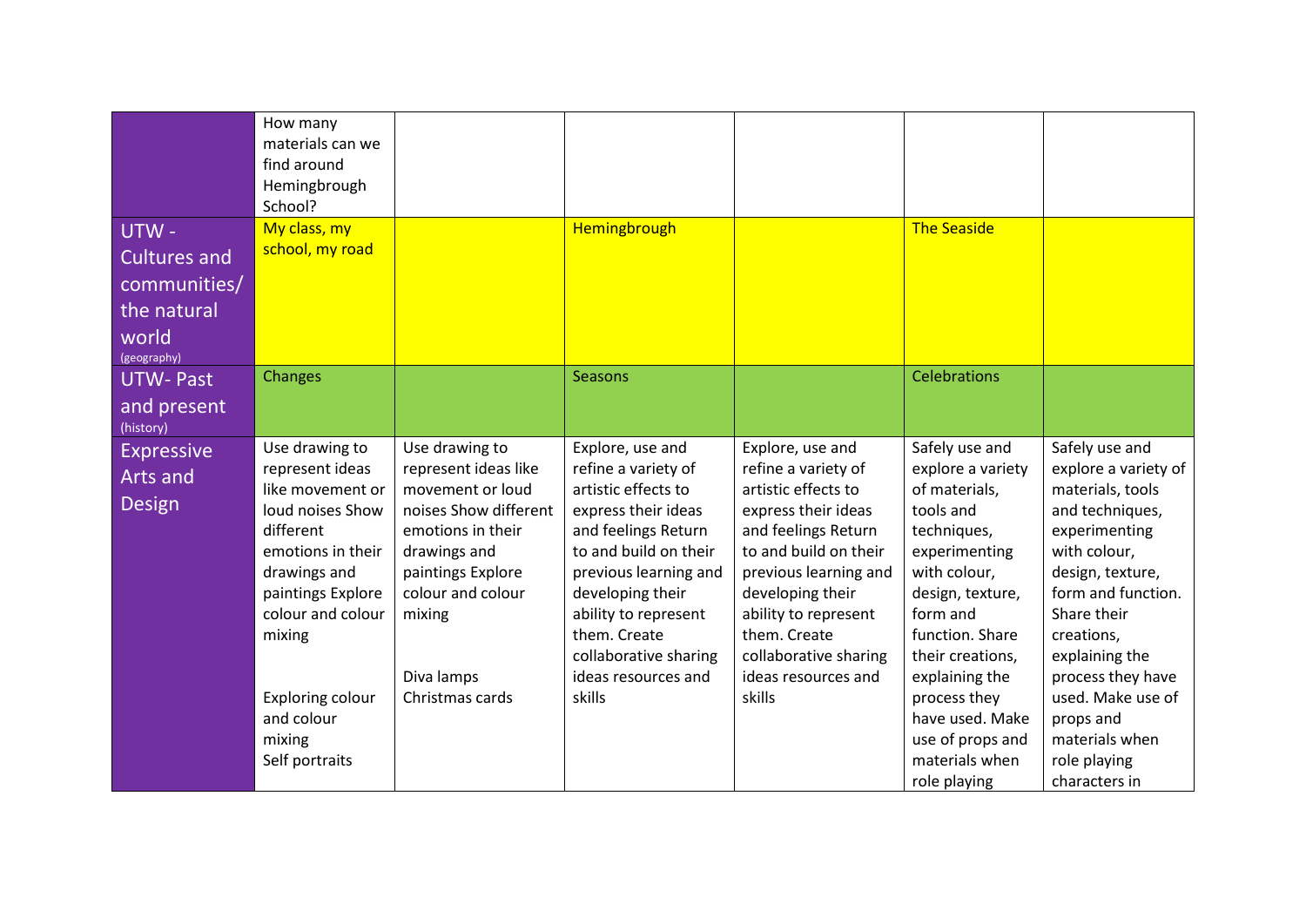| | | | | | | |
|---|---|---|---|---|---|---|
| | How many materials can we find around Hemingbrough School? | | | | | |
| UTW - Cultures and communities/ the natural world (geography) | My class, my school, my road | | Hemingbrough | | The Seaside | |
| UTW- Past and present (history) | Changes | | Seasons | | Celebrations | |
| Expressive Arts and Design | Use drawing to represent ideas like movement or loud noises Show different emotions in their drawings and paintings Explore colour and colour mixing<br><br>Exploring colour and colour mixing<br>Self portraits | Use drawing to represent ideas like movement or loud noises Show different emotions in their drawings and paintings Explore colour and colour mixing<br><br>Diva lamps<br>Christmas cards | Explore, use and refine a variety of artistic effects to express their ideas and feelings Return to and build on their previous learning and developing their ability to represent them. Create collaborative sharing ideas resources and skills | Explore, use and refine a variety of artistic effects to express their ideas and feelings Return to and build on their previous learning and developing their ability to represent them. Create collaborative sharing ideas resources and skills | Safely use and explore a variety of materials, tools and techniques, experimenting with colour, design, texture, form and function. Share their creations, explaining the process they have used. Make use of props and materials when role playing | Safely use and explore a variety of materials, tools and techniques, experimenting with colour, design, texture, form and function. Share their creations, explaining the process they have used. Make use of props and materials when role playing characters in |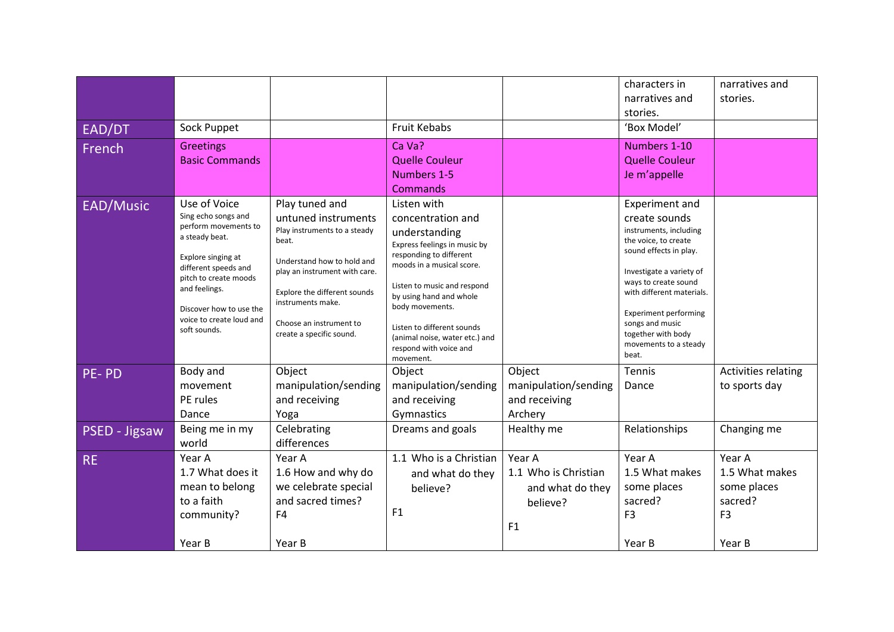| | | | | | | |
|---|---|---|---|---|---|---|
| | | | | | characters in narratives and stories. | narratives and stories. |
| EAD/DT | Sock Puppet | | Fruit Kebabs | | 'Box Model' | |
| French | Greetings<br>Basic Commands | | Ca Va?<br>Quelle Couleur<br>Numbers 1-5<br>Commands | | Numbers 1-10<br>Quelle Couleur<br>Je m'appelle | |
| EAD/Music | Use of Voice<br>Sing echo songs and perform movements to a steady beat.<br><br>Explore singing at different speeds and pitch to create moods and feelings.<br><br>Discover how to use the voice to create loud and soft sounds. | Play tuned and untuned instruments<br>Play instruments to a steady beat.<br><br>Understand how to hold and play an instrument with care.<br><br>Explore the different sounds instruments make.<br><br>Choose an instrument to create a specific sound. | Listen with concentration and understanding<br>Express feelings in music by responding to different moods in a musical score.<br><br>Listen to music and respond by using hand and whole body movements.<br><br>Listen to different sounds (animal noise, water etc.) and respond with voice and movement. | | Experiment and create sounds<br>instruments, including the voice, to create sound effects in play.<br><br>Investigate a variety of ways to create sound with different materials.<br><br>Experiment performing songs and music together with body movements to a steady beat. | |
| PE- PD | Body and movement<br>PE rules<br>Dance | Object manipulation/sending and receiving<br>Yoga | Object manipulation/sending and receiving<br>Gymnastics | Object manipulation/sending and receiving<br>Archery | Tennis<br>Dance | Activities relating to sports day |
| PSED - Jigsaw | Being me in my world | Celebrating differences | Dreams and goals | Healthy me | Relationships | Changing me |
| RE | Year A<br>1.7 What does it mean to belong to a faith community?<br><br>Year B | Year A<br>1.6 How and why do we celebrate special and sacred times?<br>F4<br><br>Year B | 1.1 Who is a Christian and what do they believe?<br><br>F1 | Year A<br>1.1 Who is Christian and what do they believe?<br><br>F1 | Year A<br>1.5 What makes some places sacred?<br>F3<br><br>Year B | Year A<br>1.5 What makes some places sacred?<br>F3<br><br>Year B |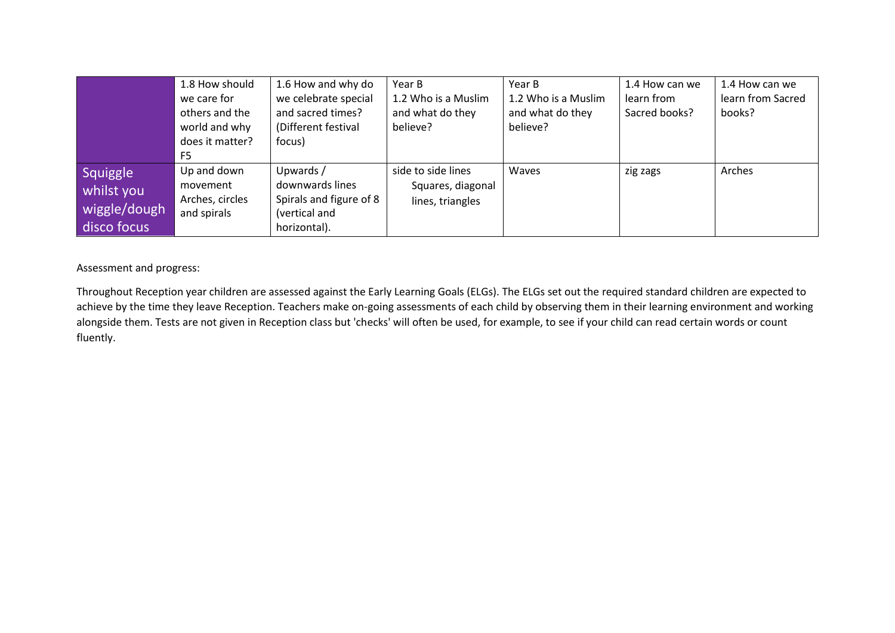| | | | | | | |
|---|---|---|---|---|---|---|
| | 1.8 How should we care for others and the world and why does it matter? F5 | 1.6 How and why do we celebrate special and sacred times? (Different festival focus) | Year B 1.2 Who is a Muslim and what do they believe? | Year B 1.2 Who is a Muslim and what do they believe? | 1.4 How can we learn from Sacred books? | 1.4 How can we learn from Sacred books? |
| Squiggle whilst you wiggle/dough disco focus | Up and down movement Arches, circles and spirals | Upwards / downwards lines Spirals and figure of 8 (vertical and horizontal). | side to side lines Squares, diagonal lines, triangles | Waves | zig zags | Arches |

Assessment and progress:

Throughout Reception year children are assessed against the Early Learning Goals (ELGs). The ELGs set out the required standard children are expected to achieve by the time they leave Reception. Teachers make on-going assessments of each child by observing them in their learning environment and working alongside them. Tests are not given in Reception class but 'checks' will often be used, for example, to see if your child can read certain words or count fluently.